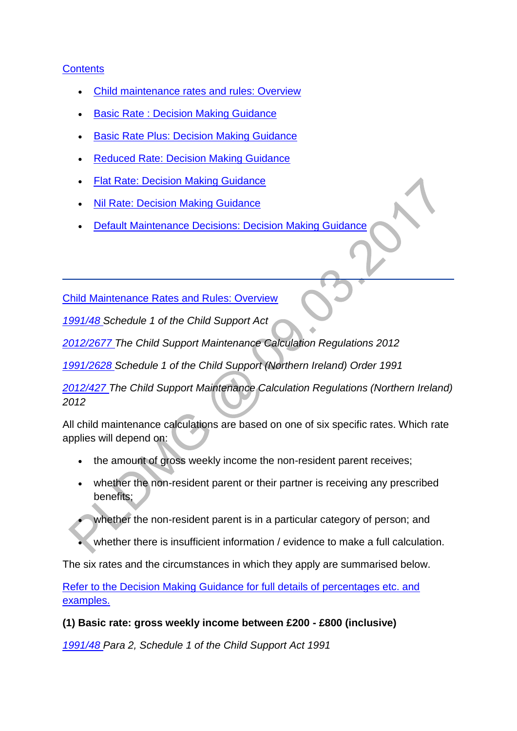Contents

- Child maintenance rates and rules: Overview
- Basic Rate : Decision Making Guidance
- Basic Rate Plus: Decision Making Guidance
- Reduced Rate: Decision Making Guidance
- Flat Rate: Decision Making Guidance
- Nil Rate: Decision Making Guidance
- Default Maintenance Decisions: Decision Making Guidance

---

Child Maintenance Rates and Rules: Overview

*1991/48 Schedule 1 of the Child Support Act*

*2012/2677 The Child Support Maintenance Calculation Regulations 2012*

*1991/2628 Schedule 1 of the Child Support (Northern Ireland) Order 1991*

*2012/427 The Child Support Maintenance Calculation Regulations (Northern Ireland) 2012*

All child maintenance calculations are based on one of six specific rates. Which rate applies will depend on:

- the amount of gross weekly income the non-resident parent receives;
- whether the non-resident parent or their partner is receiving any prescribed benefits;
- whether the non-resident parent is in a particular category of person; and
- whether there is insufficient information / evidence to make a full calculation.

The six rates and the circumstances in which they apply are summarised below.

Refer to the Decision Making Guidance for full details of percentages etc. and examples.

**(1) Basic rate: gross weekly income between £200 - £800 (inclusive)**

*1991/48 Para 2, Schedule 1 of the Child Support Act 1991*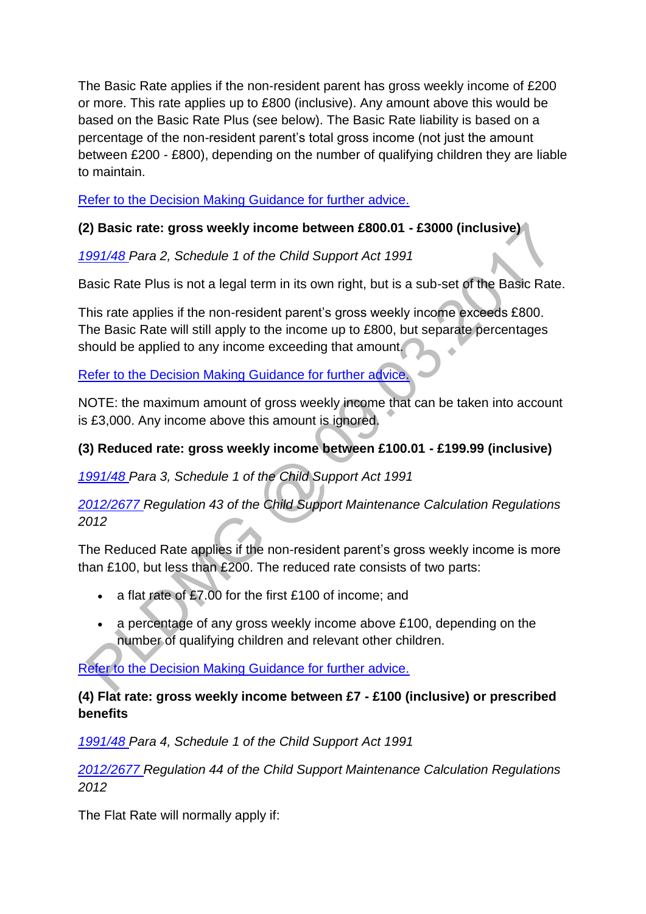The Basic Rate applies if the non-resident parent has gross weekly income of £200 or more. This rate applies up to £800 (inclusive). Any amount above this would be based on the Basic Rate Plus (see below). The Basic Rate liability is based on a percentage of the non-resident parent's total gross income (not just the amount between £200 - £800), depending on the number of qualifying children they are liable to maintain.

[Refer to the Decision Making Guidance for further advice.]

**(2) Basic rate: gross weekly income between £800.01 - £3000 (inclusive)**

*[1991/48] Para 2, Schedule 1 of the Child Support Act 1991*

Basic Rate Plus is not a legal term in its own right, but is a sub-set of the Basic Rate.

This rate applies if the non-resident parent's gross weekly income exceeds £800. The Basic Rate will still apply to the income up to £800, but separate percentages should be applied to any income exceeding that amount.

[Refer to the Decision Making Guidance for further advice.]

NOTE: the maximum amount of gross weekly income that can be taken into account is £3,000. Any income above this amount is ignored.

**(3) Reduced rate: gross weekly income between £100.01 - £199.99 (inclusive)**

*[1991/48] Para 3, Schedule 1 of the Child Support Act 1991*

*[2012/2677] Regulation 43 of the Child Support Maintenance Calculation Regulations 2012*

The Reduced Rate applies if the non-resident parent's gross weekly income is more than £100, but less than £200. The reduced rate consists of two parts:

- a flat rate of £7.00 for the first £100 of income; and
- a percentage of any gross weekly income above £100, depending on the number of qualifying children and relevant other children.

[Refer to the Decision Making Guidance for further advice.]

**(4) Flat rate: gross weekly income between £7 - £100 (inclusive) or prescribed benefits**

*[1991/48] Para 4, Schedule 1 of the Child Support Act 1991*

*[2012/2677] Regulation 44 of the Child Support Maintenance Calculation Regulations 2012*

The Flat Rate will normally apply if: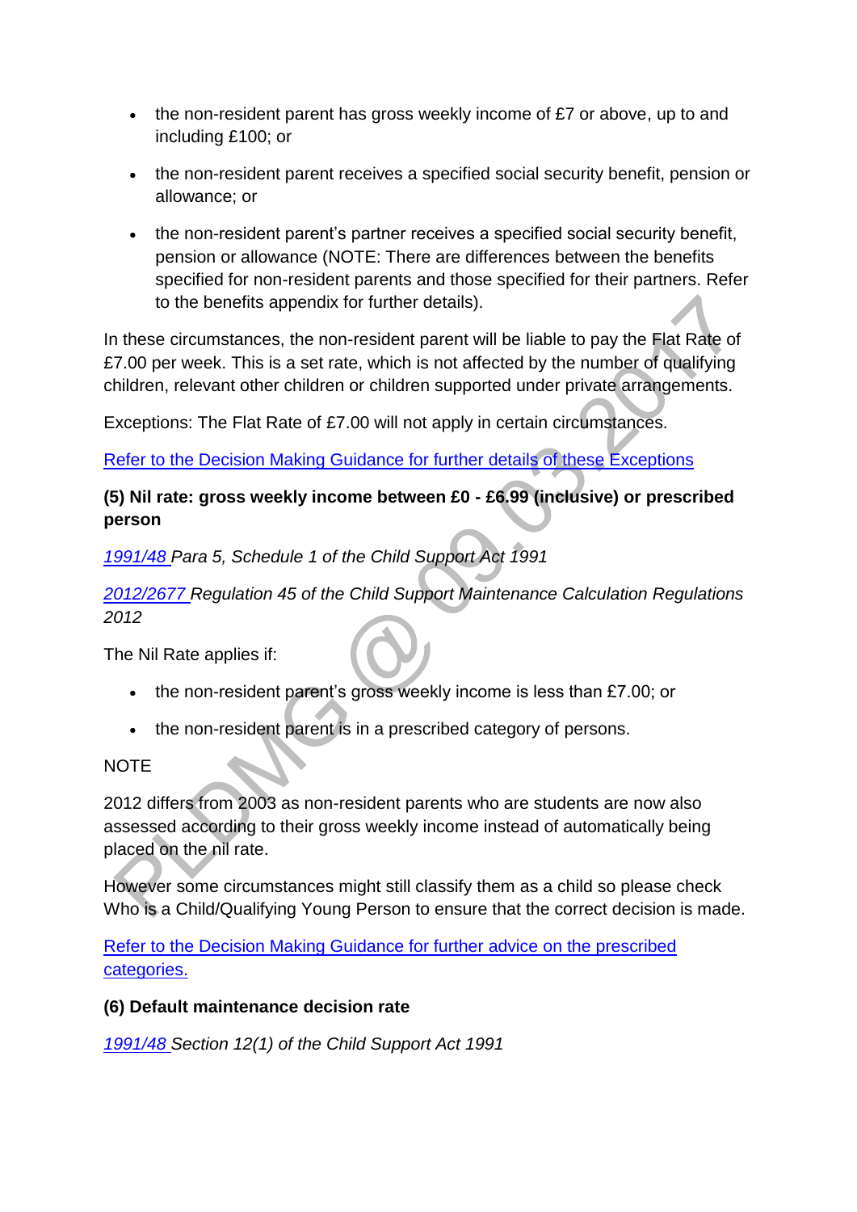- the non-resident parent has gross weekly income of £7 or above, up to and including £100; or
- the non-resident parent receives a specified social security benefit, pension or allowance; or
- the non-resident parent's partner receives a specified social security benefit, pension or allowance (NOTE: There are differences between the benefits specified for non-resident parents and those specified for their partners. Refer to the benefits appendix for further details).

In these circumstances, the non-resident parent will be liable to pay the Flat Rate of £7.00 per week. This is a set rate, which is not affected by the number of qualifying children, relevant other children or children supported under private arrangements.

Exceptions: The Flat Rate of £7.00 will not apply in certain circumstances.

Refer to the Decision Making Guidance for further details of these Exceptions

**(5) Nil rate: gross weekly income between £0 - £6.99 (inclusive) or prescribed person**

*1991/48 Para 5, Schedule 1 of the Child Support Act 1991*

*2012/2677 Regulation 45 of the Child Support Maintenance Calculation Regulations 2012*

The Nil Rate applies if:

- the non-resident parent's gross weekly income is less than £7.00; or
- the non-resident parent is in a prescribed category of persons.

NOTE

2012 differs from 2003 as non-resident parents who are students are now also assessed according to their gross weekly income instead of automatically being placed on the nil rate.

However some circumstances might still classify them as a child so please check Who is a Child/Qualifying Young Person to ensure that the correct decision is made.

Refer to the Decision Making Guidance for further advice on the prescribed categories.

**(6) Default maintenance decision rate**

*1991/48 Section 12(1) of the Child Support Act 1991*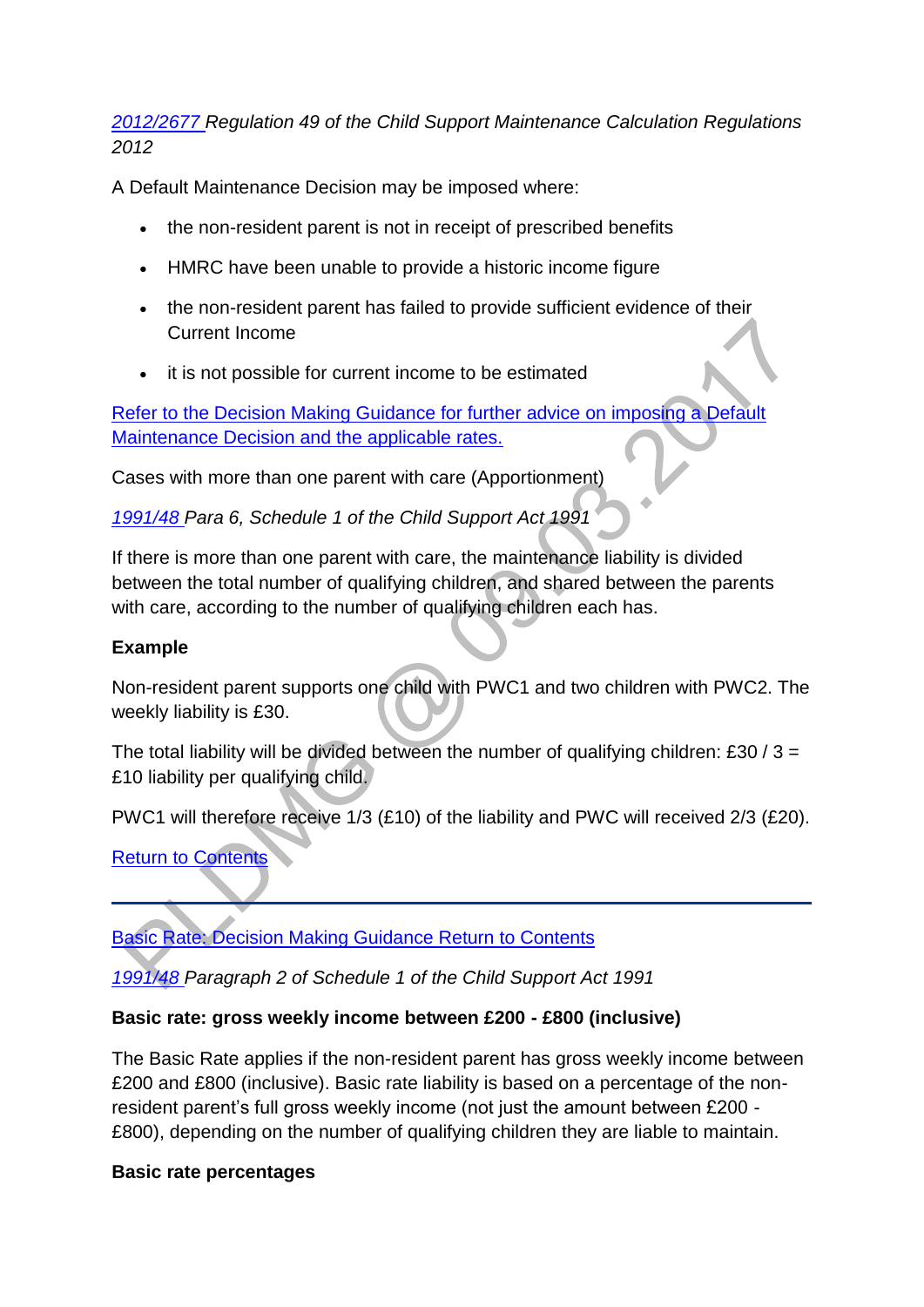*[2012/2677](#) Regulation 49 of the Child Support Maintenance Calculation Regulations 2012*

A Default Maintenance Decision may be imposed where:

- the non-resident parent is not in receipt of prescribed benefits
- HMRC have been unable to provide a historic income figure
- the non-resident parent has failed to provide sufficient evidence of their Current Income
- it is not possible for current income to be estimated

[Refer to the Decision Making Guidance for further advice on imposing a Default Maintenance Decision and the applicable rates.](#)

Cases with more than one parent with care (Apportionment)

*[1991/48](#) Para 6, Schedule 1 of the Child Support Act 1991*

If there is more than one parent with care, the maintenance liability is divided between the total number of qualifying children, and shared between the parents with care, according to the number of qualifying children each has.

**Example**

Non-resident parent supports one child with PWC1 and two children with PWC2. The weekly liability is £30.

The total liability will be divided between the number of qualifying children: £30 / 3 = £10 liability per qualifying child.

PWC1 will therefore receive 1/3 (£10) of the liability and PWC will received 2/3 (£20).

[Return to Contents](#)

---

[Basic Rate: Decision Making Guidance Return to Contents](#)

*[1991/48](#) Paragraph 2 of Schedule 1 of the Child Support Act 1991*

**Basic rate: gross weekly income between £200 - £800 (inclusive)**

The Basic Rate applies if the non-resident parent has gross weekly income between £200 and £800 (inclusive). Basic rate liability is based on a percentage of the non-resident parent's full gross weekly income (not just the amount between £200 - £800), depending on the number of qualifying children they are liable to maintain.

**Basic rate percentages**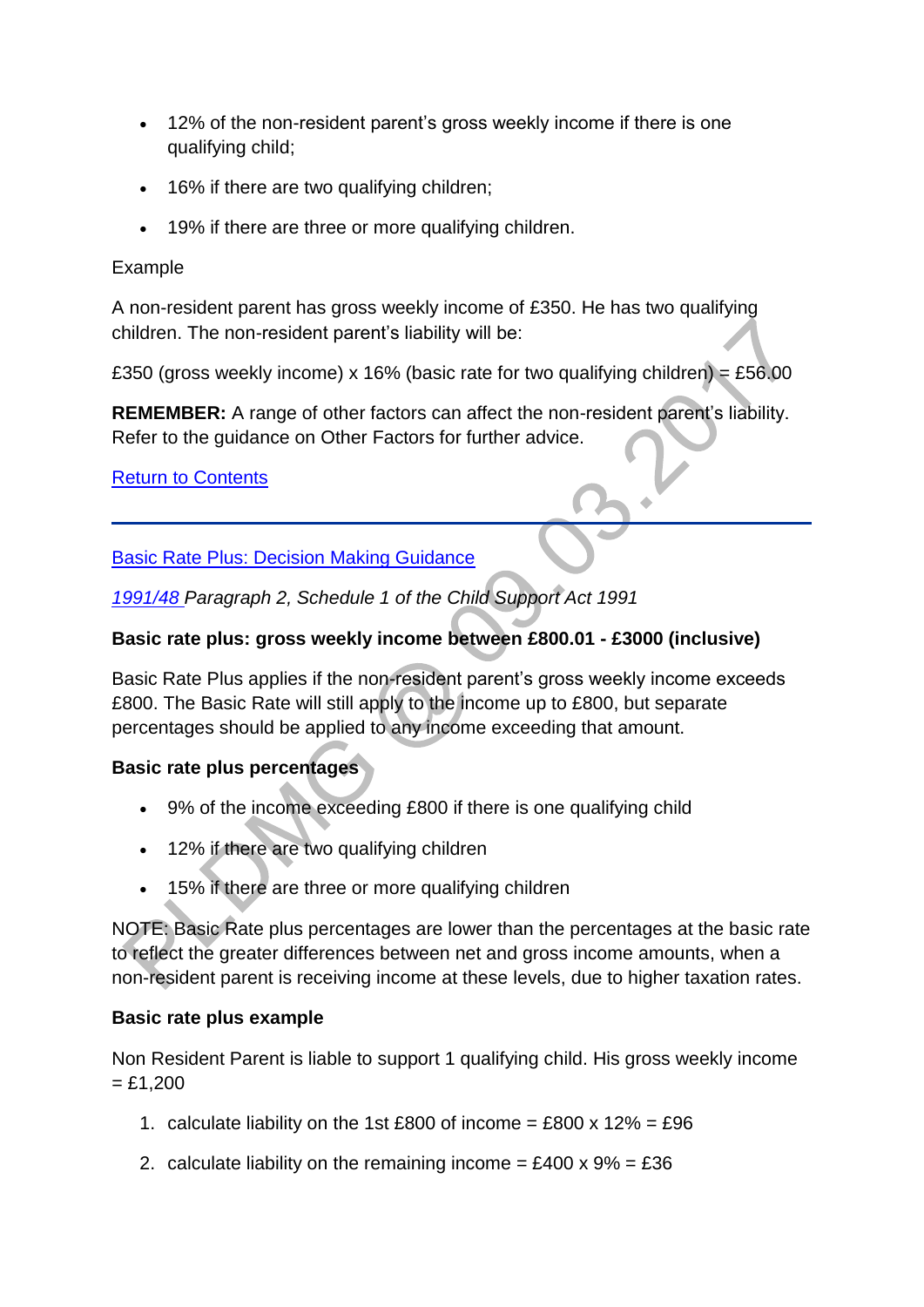- 12% of the non-resident parent's gross weekly income if there is one qualifying child;
- 16% if there are two qualifying children;
- 19% if there are three or more qualifying children.

Example

A non-resident parent has gross weekly income of £350. He has two qualifying children. The non-resident parent's liability will be:

£350 (gross weekly income) x 16% (basic rate for two qualifying children) = £56.00

**REMEMBER:** A range of other factors can affect the non-resident parent's liability. Refer to the guidance on Other Factors for further advice.

Return to Contents

---

Basic Rate Plus: Decision Making Guidance

*1991/48 Paragraph 2, Schedule 1 of the Child Support Act 1991*

**Basic rate plus: gross weekly income between £800.01 - £3000 (inclusive)**

Basic Rate Plus applies if the non-resident parent's gross weekly income exceeds £800. The Basic Rate will still apply to the income up to £800, but separate percentages should be applied to any income exceeding that amount.

**Basic rate plus percentages**

- 9% of the income exceeding £800 if there is one qualifying child
- 12% if there are two qualifying children
- 15% if there are three or more qualifying children

NOTE: Basic Rate plus percentages are lower than the percentages at the basic rate to reflect the greater differences between net and gross income amounts, when a non-resident parent is receiving income at these levels, due to higher taxation rates.

**Basic rate plus example**

Non Resident Parent is liable to support 1 qualifying child. His gross weekly income = £1,200

1. calculate liability on the 1st £800 of income = £800 x 12% = £96
2. calculate liability on the remaining income = £400 x 9% = £36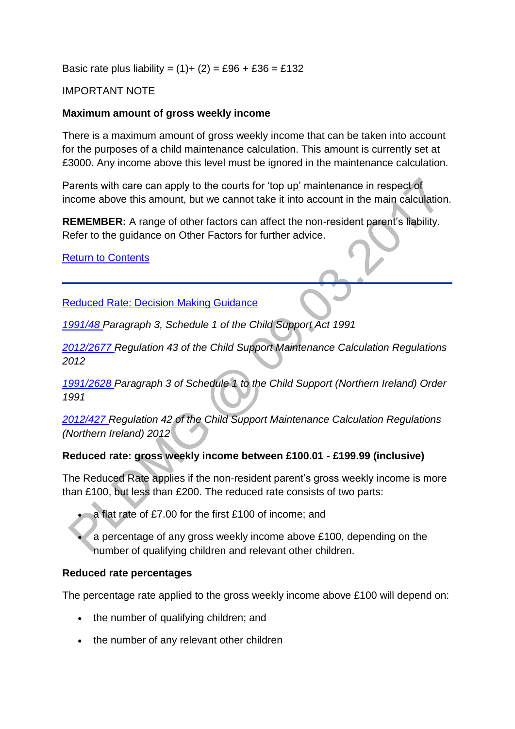Basic rate plus liability = (1)+ (2) = £96 + £36 = £132

IMPORTANT NOTE

**Maximum amount of gross weekly income**

There is a maximum amount of gross weekly income that can be taken into account for the purposes of a child maintenance calculation. This amount is currently set at £3000. Any income above this level must be ignored in the maintenance calculation.

Parents with care can apply to the courts for 'top up' maintenance in respect of income above this amount, but we cannot take it into account in the main calculation.

**REMEMBER:** A range of other factors can affect the non-resident parent's liability. Refer to the guidance on Other Factors for further advice.

Return to Contents

---

Reduced Rate: Decision Making Guidance

*1991/48 Paragraph 3, Schedule 1 of the Child Support Act 1991*

*2012/2677 Regulation 43 of the Child Support Maintenance Calculation Regulations 2012*

*1991/2628 Paragraph 3 of Schedule 1 to the Child Support (Northern Ireland) Order 1991*

*2012/427 Regulation 42 of the Child Support Maintenance Calculation Regulations (Northern Ireland) 2012*

**Reduced rate: gross weekly income between £100.01 - £199.99 (inclusive)**

The Reduced Rate applies if the non-resident parent's gross weekly income is more than £100, but less than £200. The reduced rate consists of two parts:

- a flat rate of £7.00 for the first £100 of income; and
- a percentage of any gross weekly income above £100, depending on the number of qualifying children and relevant other children.

**Reduced rate percentages**

The percentage rate applied to the gross weekly income above £100 will depend on:

- the number of qualifying children; and
- the number of any relevant other children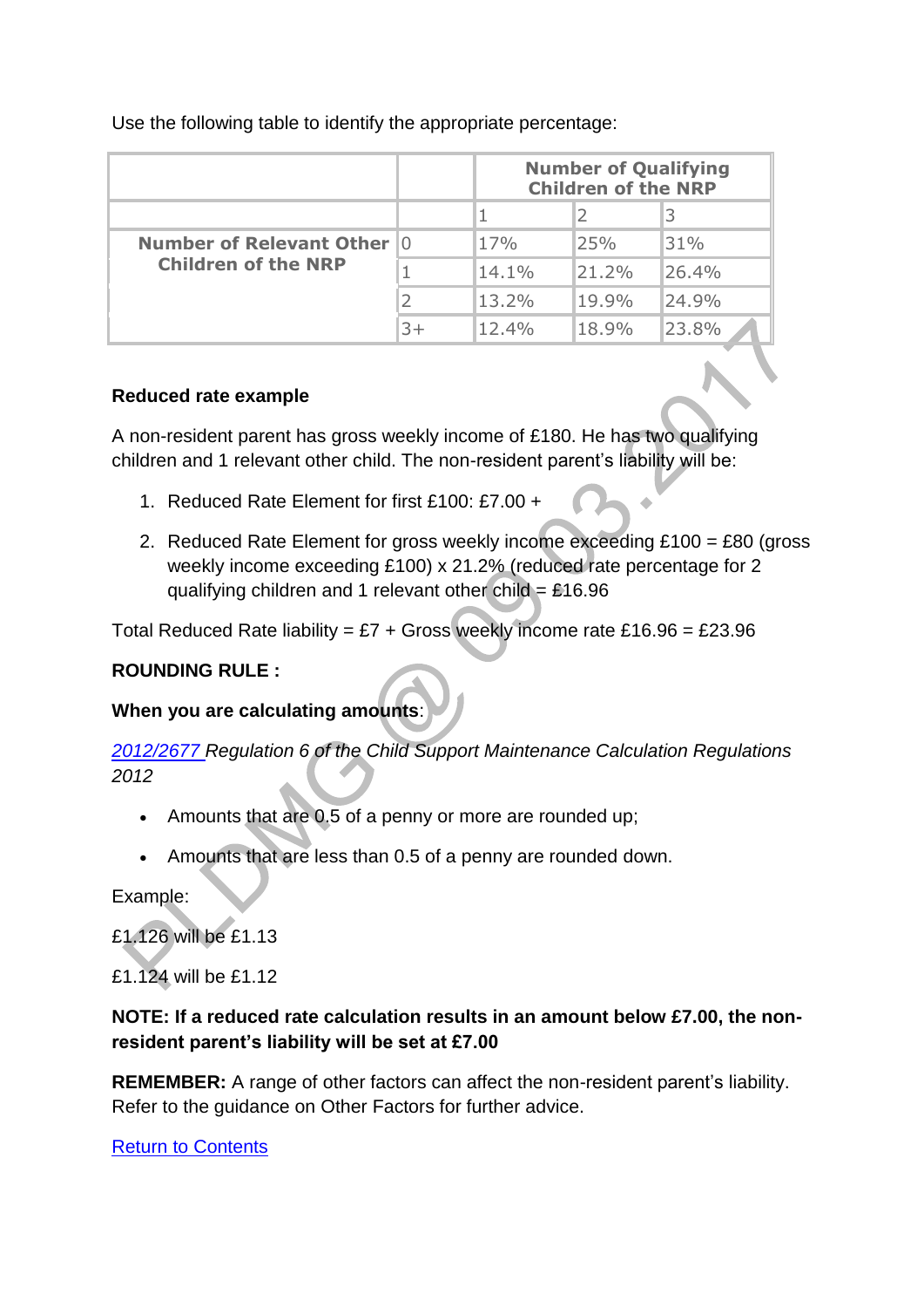Use the following table to identify the appropriate percentage:

| | | Number of Qualifying Children of the NRP | | |
|---|---|---|---|---|
| | | 1 | 2 | 3 |
| **Number of Relevant Other Children of the NRP** | 0 | 17% | 25% | 31% |
| | 1 | 14.1% | 21.2% | 26.4% |
| | 2 | 13.2% | 19.9% | 24.9% |
| | 3+ | 12.4% | 18.9% | 23.8% |

**Reduced rate example**

A non-resident parent has gross weekly income of £180. He has two qualifying children and 1 relevant other child. The non-resident parent's liability will be:

1. Reduced Rate Element for first £100: £7.00 +
2. Reduced Rate Element for gross weekly income exceeding £100 = £80 (gross weekly income exceeding £100) x 21.2% (reduced rate percentage for 2 qualifying children and 1 relevant other child = £16.96

Total Reduced Rate liability = £7 + Gross weekly income rate £16.96 = £23.96

**ROUNDING RULE :**

**When you are calculating amounts**:

*2012/2677 Regulation 6 of the Child Support Maintenance Calculation Regulations 2012*

- Amounts that are 0.5 of a penny or more are rounded up;
- Amounts that are less than 0.5 of a penny are rounded down.

Example:

£1.126 will be £1.13

£1.124 will be £1.12

**NOTE: If a reduced rate calculation results in an amount below £7.00, the non-resident parent's liability will be set at £7.00**

**REMEMBER:** A range of other factors can affect the non-resident parent's liability. Refer to the guidance on Other Factors for further advice.

Return to Contents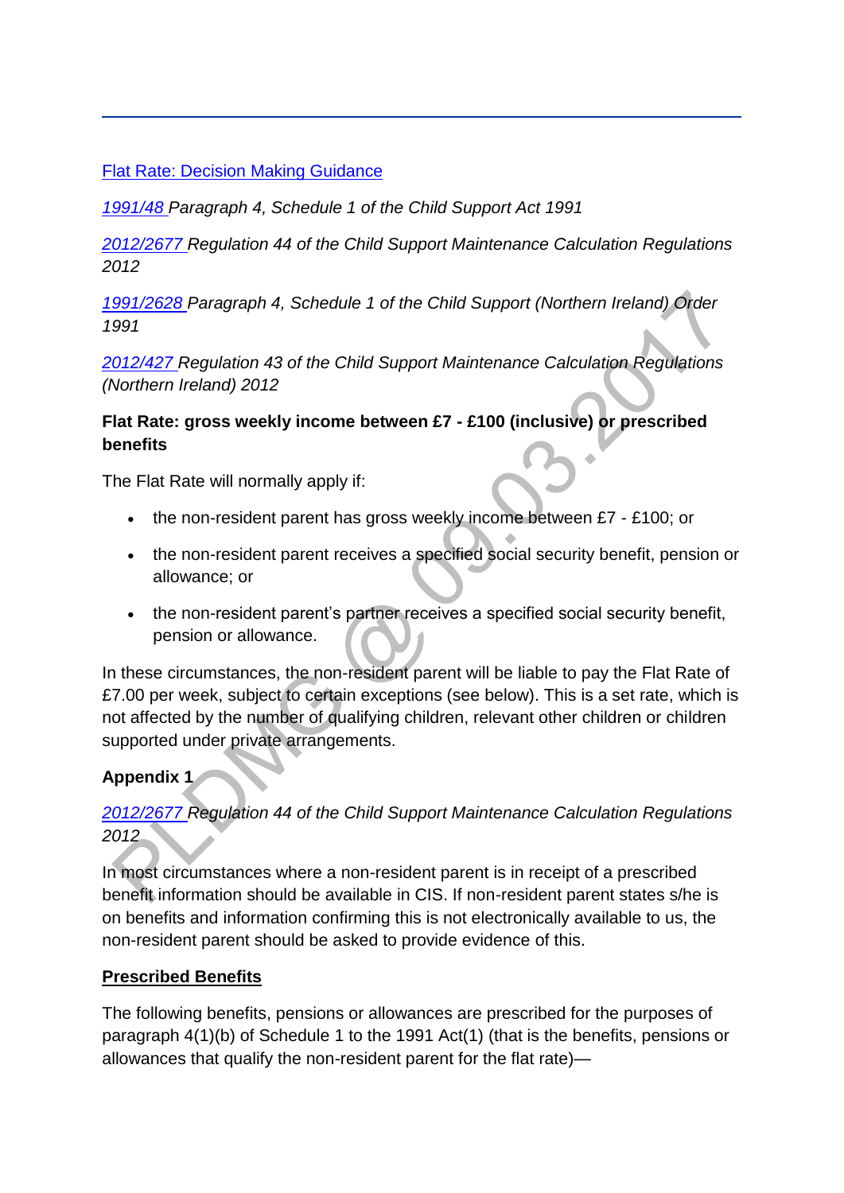[Flat Rate: Decision Making Guidance]

*[1991/48] Paragraph 4, Schedule 1 of the Child Support Act 1991*

*[2012/2677] Regulation 44 of the Child Support Maintenance Calculation Regulations 2012*

*[1991/2628] Paragraph 4, Schedule 1 of the Child Support (Northern Ireland) Order 1991*

*[2012/427] Regulation 43 of the Child Support Maintenance Calculation Regulations (Northern Ireland) 2012*

**Flat Rate: gross weekly income between £7 - £100 (inclusive) or prescribed benefits**

The Flat Rate will normally apply if:

- the non-resident parent has gross weekly income between £7 - £100; or
- the non-resident parent receives a specified social security benefit, pension or allowance; or
- the non-resident parent's partner receives a specified social security benefit, pension or allowance.

In these circumstances, the non-resident parent will be liable to pay the Flat Rate of £7.00 per week, subject to certain exceptions (see below). This is a set rate, which is not affected by the number of qualifying children, relevant other children or children supported under private arrangements.

**Appendix 1**

*[2012/2677] Regulation 44 of the Child Support Maintenance Calculation Regulations 2012*

In most circumstances where a non-resident parent is in receipt of a prescribed benefit information should be available in CIS. If non-resident parent states s/he is on benefits and information confirming this is not electronically available to us, the non-resident parent should be asked to provide evidence of this.

**<u>Prescribed Benefits</u>**

The following benefits, pensions or allowances are prescribed for the purposes of paragraph 4(1)(b) of Schedule 1 to the 1991 Act(1) (that is the benefits, pensions or allowances that qualify the non-resident parent for the flat rate)—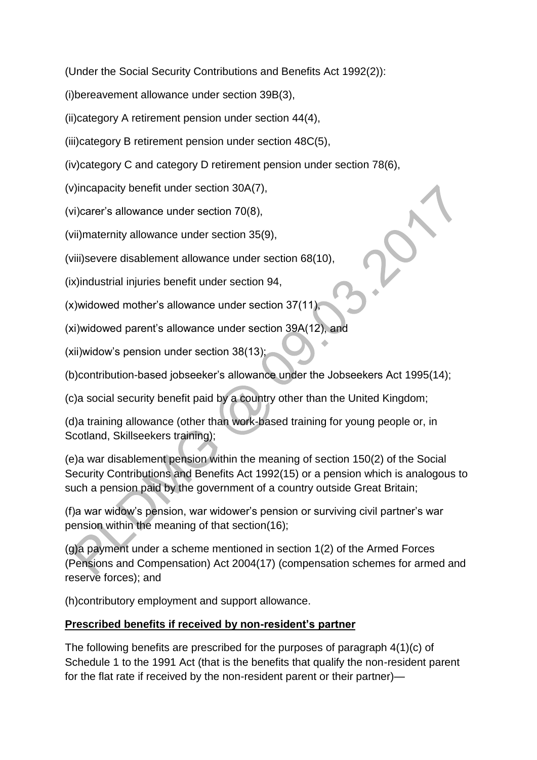(Under the Social Security Contributions and Benefits Act 1992(2)):

(i)bereavement allowance under section 39B(3),

(ii)category A retirement pension under section 44(4),

(iii)category B retirement pension under section 48C(5),

(iv)category C and category D retirement pension under section 78(6),

(v)incapacity benefit under section 30A(7),

(vi)carer's allowance under section 70(8),

(vii)maternity allowance under section 35(9),

(viii)severe disablement allowance under section 68(10),

(ix)industrial injuries benefit under section 94,

(x)widowed mother's allowance under section 37(11),

(xi)widowed parent's allowance under section 39A(12), and

(xii)widow's pension under section 38(13);

(b)contribution-based jobseeker's allowance under the Jobseekers Act 1995(14);

(c)a social security benefit paid by a country other than the United Kingdom;

(d)a training allowance (other than work-based training for young people or, in Scotland, Skillseekers training);

(e)a war disablement pension within the meaning of section 150(2) of the Social Security Contributions and Benefits Act 1992(15) or a pension which is analogous to such a pension paid by the government of a country outside Great Britain;

(f)a war widow's pension, war widower's pension or surviving civil partner's war pension within the meaning of that section(16);

(g)a payment under a scheme mentioned in section 1(2) of the Armed Forces (Pensions and Compensation) Act 2004(17) (compensation schemes for armed and reserve forces); and

(h)contributory employment and support allowance.

**Prescribed benefits if received by non-resident's partner**

The following benefits are prescribed for the purposes of paragraph 4(1)(c) of Schedule 1 to the 1991 Act (that is the benefits that qualify the non-resident parent for the flat rate if received by the non-resident parent or their partner)—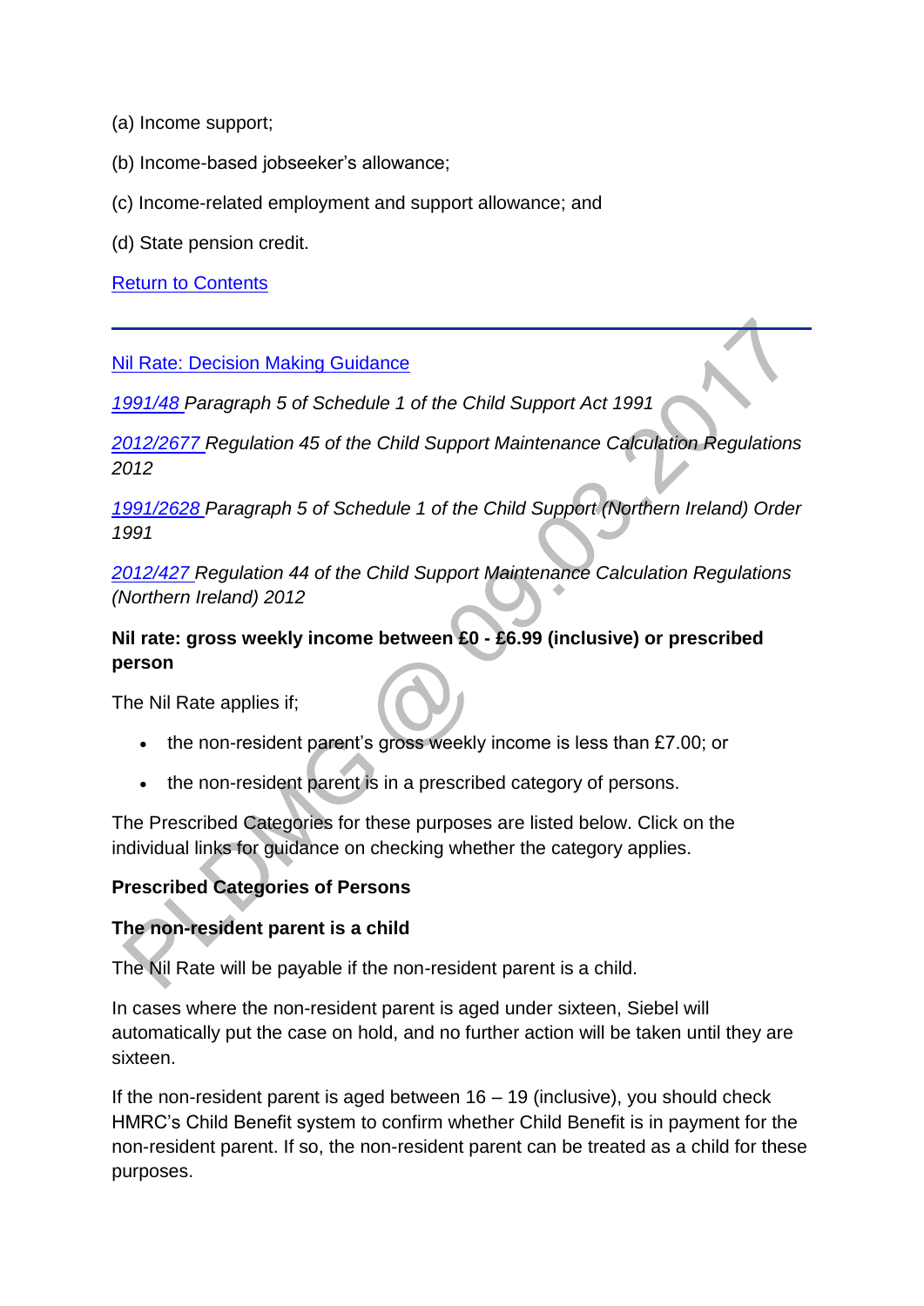(a) Income support;

(b) Income-based jobseeker's allowance;

(c) Income-related employment and support allowance; and

(d) State pension credit.

[Return to Contents]

---

[Nil Rate: Decision Making Guidance]

*[1991/48] Paragraph 5 of Schedule 1 of the Child Support Act 1991*

*[2012/2677] Regulation 45 of the Child Support Maintenance Calculation Regulations 2012*

*[1991/2628] Paragraph 5 of Schedule 1 of the Child Support (Northern Ireland) Order 1991*

*[2012/427] Regulation 44 of the Child Support Maintenance Calculation Regulations (Northern Ireland) 2012*

**Nil rate: gross weekly income between £0 - £6.99 (inclusive) or prescribed person**

The Nil Rate applies if;

- the non-resident parent's gross weekly income is less than £7.00; or
- the non-resident parent is in a prescribed category of persons.

The Prescribed Categories for these purposes are listed below. Click on the individual links for guidance on checking whether the category applies.

**Prescribed Categories of Persons**

**The non-resident parent is a child**

The Nil Rate will be payable if the non-resident parent is a child.

In cases where the non-resident parent is aged under sixteen, Siebel will automatically put the case on hold, and no further action will be taken until they are sixteen.

If the non-resident parent is aged between 16 – 19 (inclusive), you should check HMRC's Child Benefit system to confirm whether Child Benefit is in payment for the non-resident parent. If so, the non-resident parent can be treated as a child for these purposes.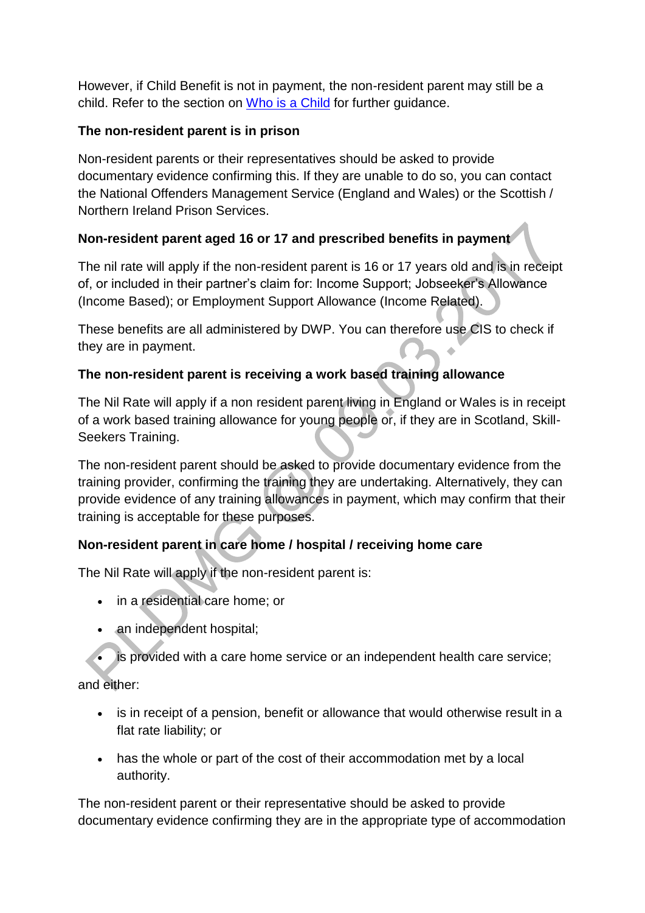However, if Child Benefit is not in payment, the non-resident parent may still be a child. Refer to the section on [Who is a Child](#) for further guidance.

**The non-resident parent is in prison**

Non-resident parents or their representatives should be asked to provide documentary evidence confirming this. If they are unable to do so, you can contact the National Offenders Management Service (England and Wales) or the Scottish / Northern Ireland Prison Services.

**Non-resident parent aged 16 or 17 and prescribed benefits in payment**

The nil rate will apply if the non-resident parent is 16 or 17 years old and is in receipt of, or included in their partner's claim for: Income Support; Jobseeker's Allowance (Income Based); or Employment Support Allowance (Income Related).

These benefits are all administered by DWP. You can therefore use CIS to check if they are in payment.

**The non-resident parent is receiving a work based training allowance**

The Nil Rate will apply if a non resident parent living in England or Wales is in receipt of a work based training allowance for young people or, if they are in Scotland, Skill-Seekers Training.

The non-resident parent should be asked to provide documentary evidence from the training provider, confirming the training they are undertaking. Alternatively, they can provide evidence of any training allowances in payment, which may confirm that their training is acceptable for these purposes.

**Non-resident parent in care home / hospital / receiving home care**

The Nil Rate will apply if the non-resident parent is:

- in a residential care home; or
- an independent hospital;
- is provided with a care home service or an independent health care service;

and either:

- is in receipt of a pension, benefit or allowance that would otherwise result in a flat rate liability; or
- has the whole or part of the cost of their accommodation met by a local authority.

The non-resident parent or their representative should be asked to provide documentary evidence confirming they are in the appropriate type of accommodation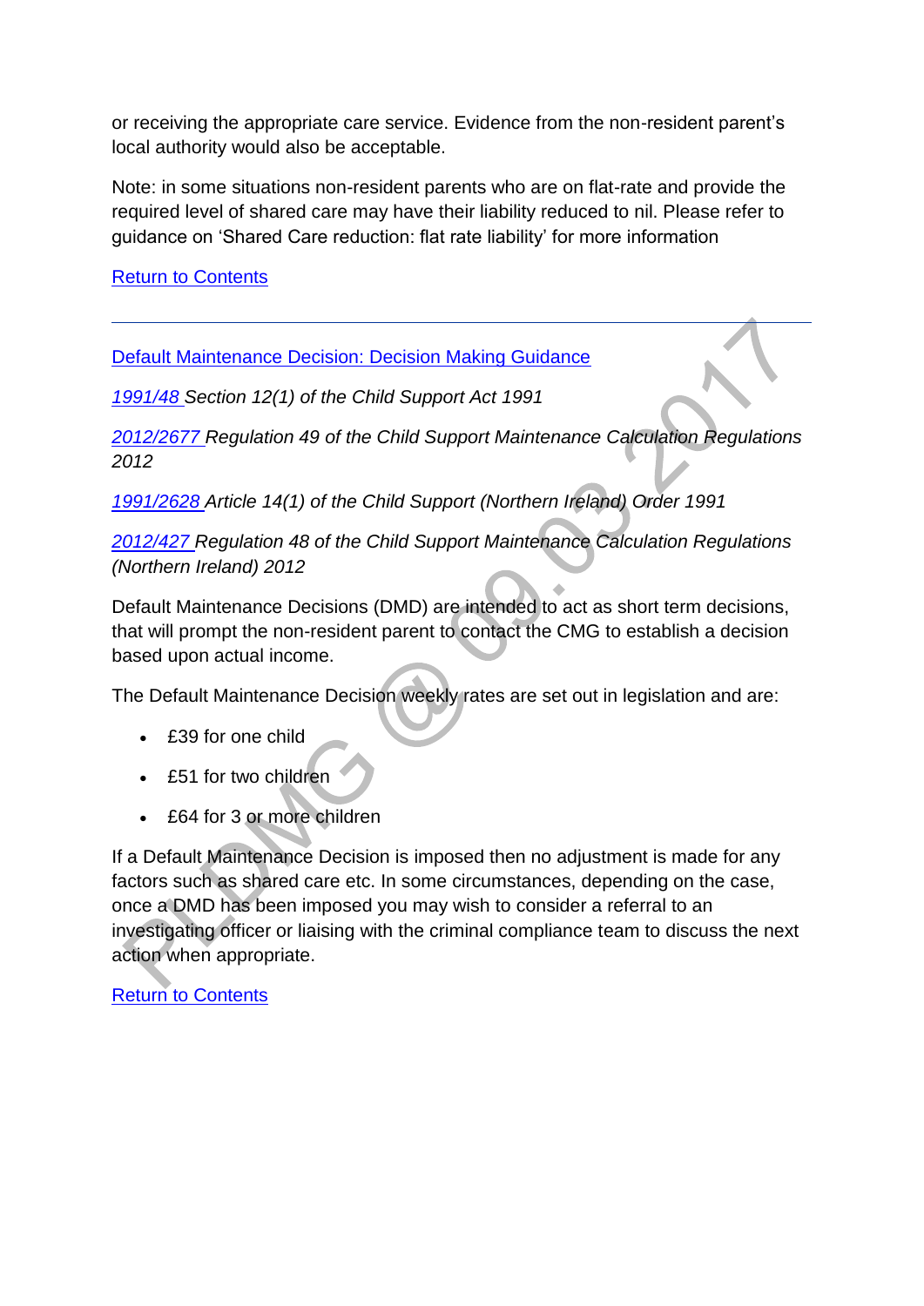or receiving the appropriate care service. Evidence from the non-resident parent's local authority would also be acceptable.

Note: in some situations non-resident parents who are on flat-rate and provide the required level of shared care may have their liability reduced to nil. Please refer to guidance on 'Shared Care reduction: flat rate liability' for more information

Return to Contents

---

Default Maintenance Decision: Decision Making Guidance

*1991/48 Section 12(1) of the Child Support Act 1991*

*2012/2677 Regulation 49 of the Child Support Maintenance Calculation Regulations 2012*

*1991/2628 Article 14(1) of the Child Support (Northern Ireland) Order 1991*

*2012/427 Regulation 48 of the Child Support Maintenance Calculation Regulations (Northern Ireland) 2012*

Default Maintenance Decisions (DMD) are intended to act as short term decisions, that will prompt the non-resident parent to contact the CMG to establish a decision based upon actual income.

The Default Maintenance Decision weekly rates are set out in legislation and are:

- £39 for one child
- £51 for two children
- £64 for 3 or more children

If a Default Maintenance Decision is imposed then no adjustment is made for any factors such as shared care etc. In some circumstances, depending on the case, once a DMD has been imposed you may wish to consider a referral to an investigating officer or liaising with the criminal compliance team to discuss the next action when appropriate.

Return to Contents